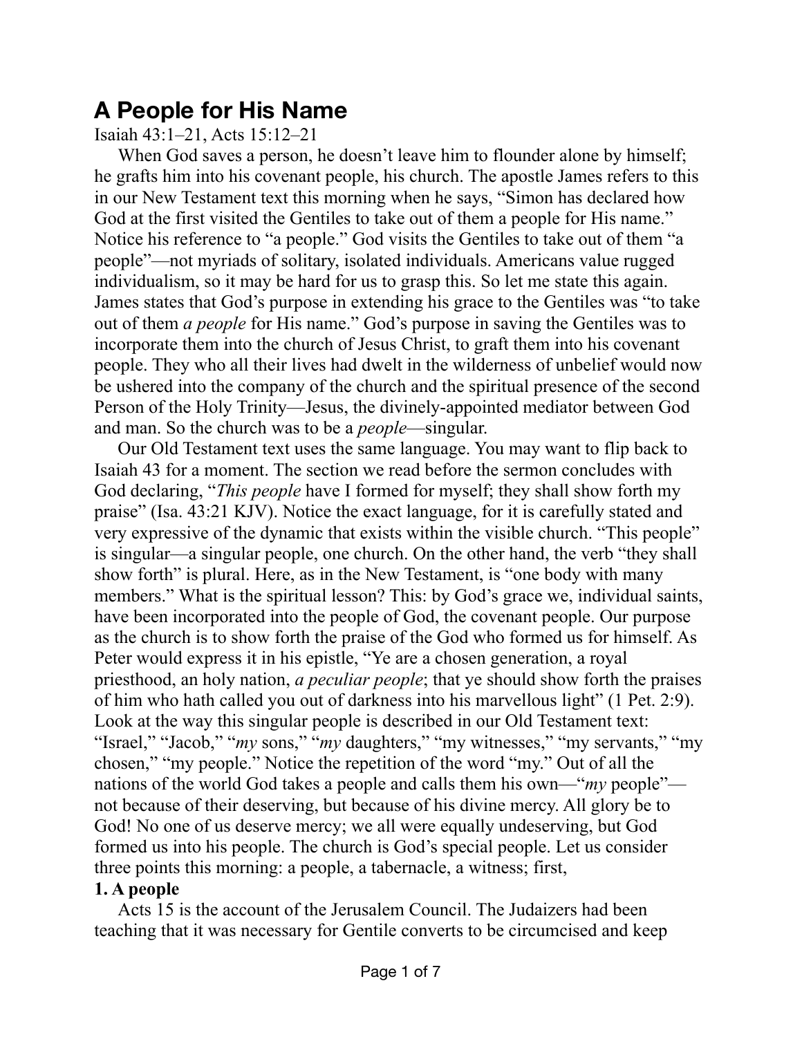# A People for His Name

Isaiah 43:1–21, Acts 15:12–21

When God saves a person, he doesn't leave him to flounder alone by himself; he grafts him into his covenant people, his church. The apostle James refers to this in our New Testament text this morning when he says, "Simon has declared how God at the first visited the Gentiles to take out of them a people for His name." Notice his reference to "a people." God visits the Gentiles to take out of them "a people"—not myriads of solitary, isolated individuals. Americans value rugged individualism, so it may be hard for us to grasp this. So let me state this again. James states that God's purpose in extending his grace to the Gentiles was "to take out of them *a people* for His name." God's purpose in saving the Gentiles was to incorporate them into the church of Jesus Christ, to graft them into his covenant people. They who all their lives had dwelt in the wilderness of unbelief would now be ushered into the company of the church and the spiritual presence of the second Person of the Holy Trinity—Jesus, the divinely-appointed mediator between God and man. So the church was to be a *people*—singular.

Our Old Testament text uses the same language. You may want to flip back to Isaiah 43 for a moment. The section we read before the sermon concludes with God declaring, "*This people* have I formed for myself; they shall show forth my praise" (Isa. 43:21 KJV). Notice the exact language, for it is carefully stated and very expressive of the dynamic that exists within the visible church. "This people" is singular—a singular people, one church. On the other hand, the verb "they shall show forth" is plural. Here, as in the New Testament, is "one body with many members." What is the spiritual lesson? This: by God's grace we, individual saints, have been incorporated into the people of God, the covenant people. Our purpose as the church is to show forth the praise of the God who formed us for himself. As Peter would express it in his epistle, "Ye are a chosen generation, a royal priesthood, an holy nation, *a peculiar people*; that ye should show forth the praises of him who hath called you out of darkness into his marvellous light" (1 Pet. 2:9). Look at the way this singular people is described in our Old Testament text: "Israel," "Jacob," "*my* sons," "*my* daughters," "my witnesses," "my servants," "my chosen," "my people." Notice the repetition of the word "my." Out of all the nations of the world God takes a people and calls them his own—"*my* people"—not because of their deserving, but because of his divine mercy. All glory be to God! No one of us deserve mercy; we all were equally undeserving, but God formed us into his people. The church is God's special people. Let us consider three points this morning: a people, a tabernacle, a witness; first,

**1. A people**

Acts 15 is the account of the Jerusalem Council. The Judaizers had been teaching that it was necessary for Gentile converts to be circumcised and keep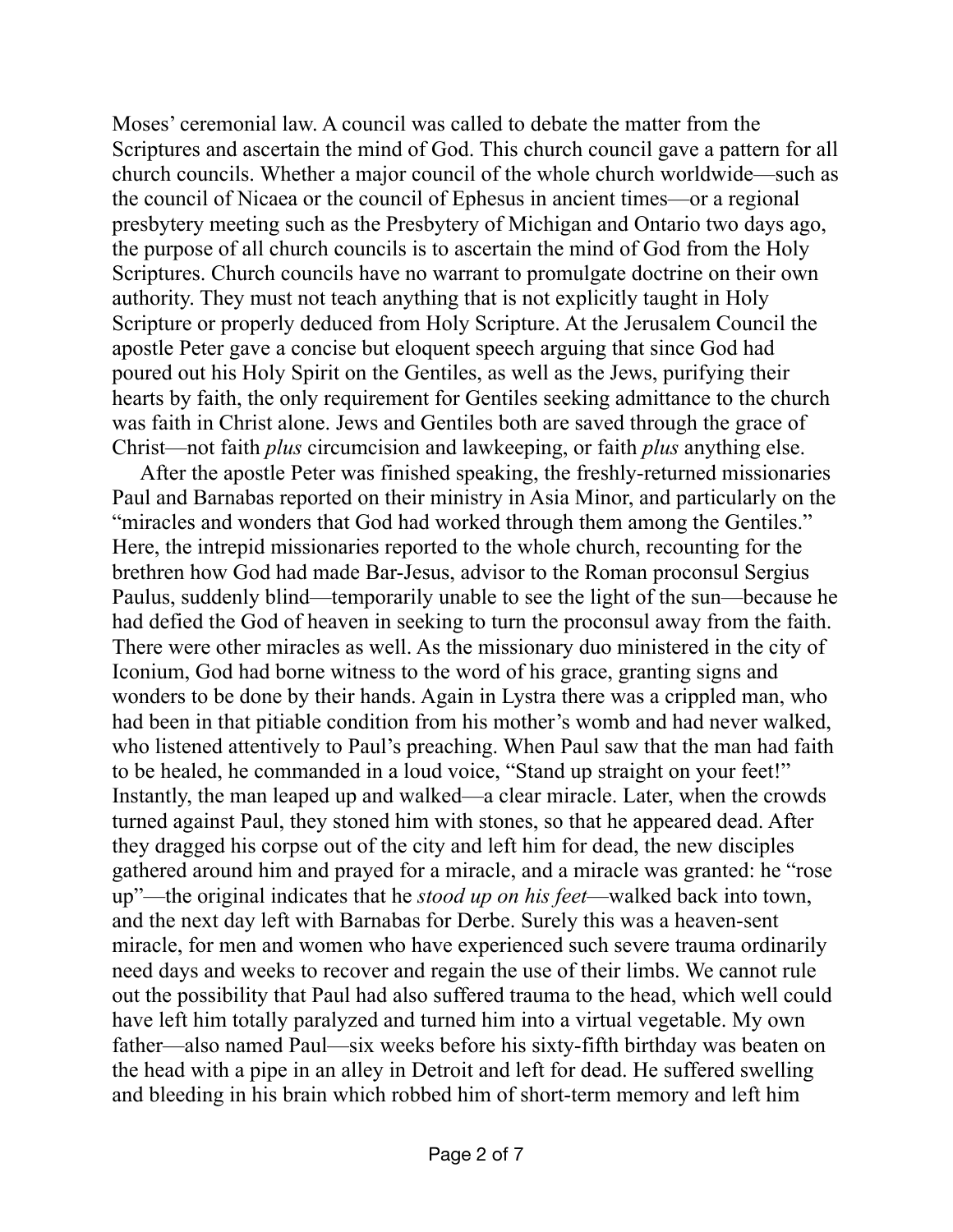Moses' ceremonial law. A council was called to debate the matter from the Scriptures and ascertain the mind of God. This church council gave a pattern for all church councils. Whether a major council of the whole church worldwide—such as the council of Nicaea or the council of Ephesus in ancient times—or a regional presbytery meeting such as the Presbytery of Michigan and Ontario two days ago, the purpose of all church councils is to ascertain the mind of God from the Holy Scriptures. Church councils have no warrant to promulgate doctrine on their own authority. They must not teach anything that is not explicitly taught in Holy Scripture or properly deduced from Holy Scripture. At the Jerusalem Council the apostle Peter gave a concise but eloquent speech arguing that since God had poured out his Holy Spirit on the Gentiles, as well as the Jews, purifying their hearts by faith, the only requirement for Gentiles seeking admittance to the church was faith in Christ alone. Jews and Gentiles both are saved through the grace of Christ—not faith *plus* circumcision and lawkeeping, or faith *plus* anything else.

After the apostle Peter was finished speaking, the freshly-returned missionaries Paul and Barnabas reported on their ministry in Asia Minor, and particularly on the "miracles and wonders that God had worked through them among the Gentiles." Here, the intrepid missionaries reported to the whole church, recounting for the brethren how God had made Bar-Jesus, advisor to the Roman proconsul Sergius Paulus, suddenly blind—temporarily unable to see the light of the sun—because he had defied the God of heaven in seeking to turn the proconsul away from the faith. There were other miracles as well. As the missionary duo ministered in the city of Iconium, God had borne witness to the word of his grace, granting signs and wonders to be done by their hands. Again in Lystra there was a crippled man, who had been in that pitiable condition from his mother's womb and had never walked, who listened attentively to Paul's preaching. When Paul saw that the man had faith to be healed, he commanded in a loud voice, "Stand up straight on your feet!" Instantly, the man leaped up and walked—a clear miracle. Later, when the crowds turned against Paul, they stoned him with stones, so that he appeared dead. After they dragged his corpse out of the city and left him for dead, the new disciples gathered around him and prayed for a miracle, and a miracle was granted: he "rose up"—the original indicates that he *stood up on his feet*—walked back into town, and the next day left with Barnabas for Derbe. Surely this was a heaven-sent miracle, for men and women who have experienced such severe trauma ordinarily need days and weeks to recover and regain the use of their limbs. We cannot rule out the possibility that Paul had also suffered trauma to the head, which well could have left him totally paralyzed and turned him into a virtual vegetable. My own father—also named Paul—six weeks before his sixty-fifth birthday was beaten on the head with a pipe in an alley in Detroit and left for dead. He suffered swelling and bleeding in his brain which robbed him of short-term memory and left him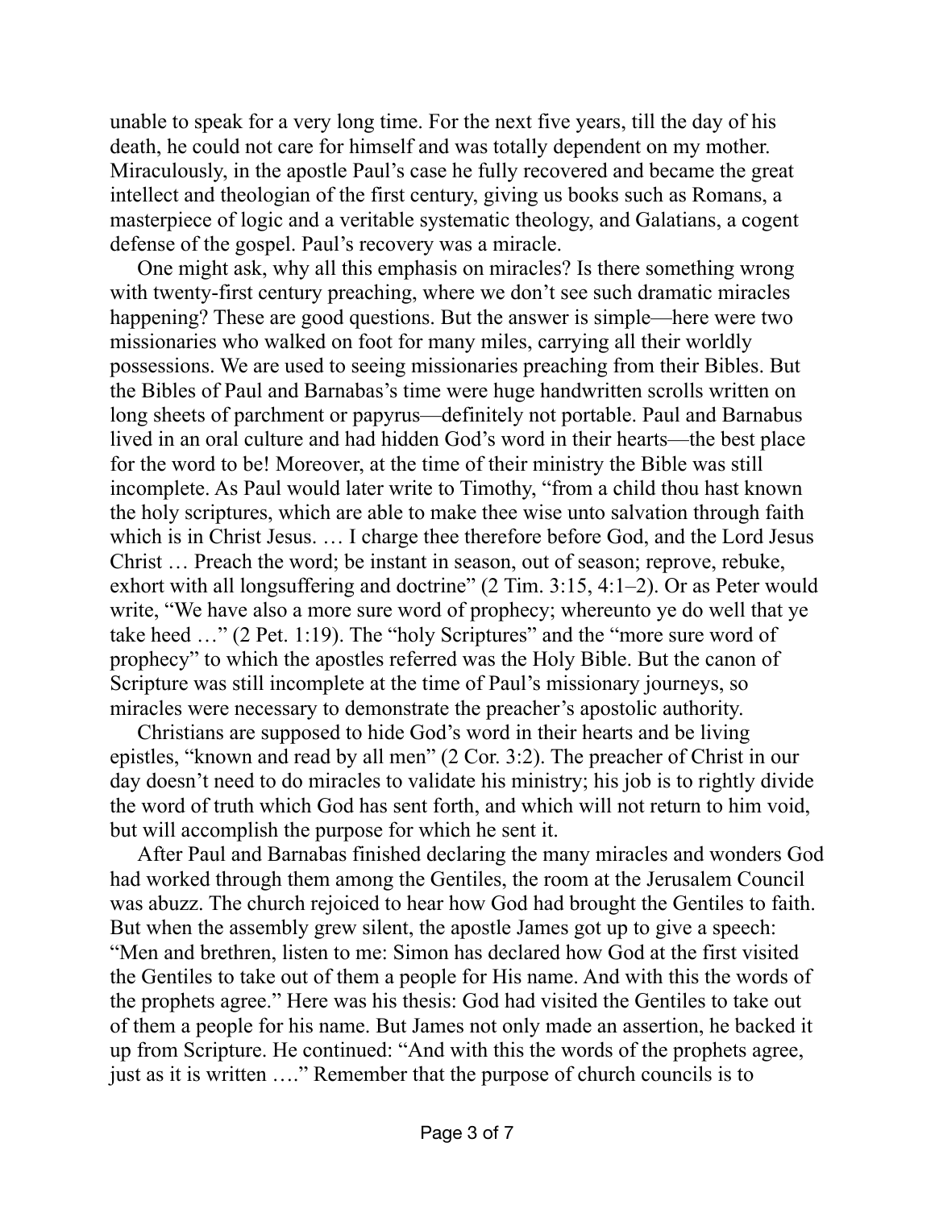unable to speak for a very long time. For the next five years, till the day of his death, he could not care for himself and was totally dependent on my mother. Miraculously, in the apostle Paul's case he fully recovered and became the great intellect and theologian of the first century, giving us books such as Romans, a masterpiece of logic and a veritable systematic theology, and Galatians, a cogent defense of the gospel. Paul's recovery was a miracle.

One might ask, why all this emphasis on miracles? Is there something wrong with twenty-first century preaching, where we don't see such dramatic miracles happening? These are good questions. But the answer is simple—here were two missionaries who walked on foot for many miles, carrying all their worldly possessions. We are used to seeing missionaries preaching from their Bibles. But the Bibles of Paul and Barnabas's time were huge handwritten scrolls written on long sheets of parchment or papyrus—definitely not portable. Paul and Barnabus lived in an oral culture and had hidden God's word in their hearts—the best place for the word to be! Moreover, at the time of their ministry the Bible was still incomplete. As Paul would later write to Timothy, "from a child thou hast known the holy scriptures, which are able to make thee wise unto salvation through faith which is in Christ Jesus. … I charge thee therefore before God, and the Lord Jesus Christ … Preach the word; be instant in season, out of season; reprove, rebuke, exhort with all longsuffering and doctrine" (2 Tim. 3:15, 4:1–2). Or as Peter would write, "We have also a more sure word of prophecy; whereunto ye do well that ye take heed …" (2 Pet. 1:19). The "holy Scriptures" and the "more sure word of prophecy" to which the apostles referred was the Holy Bible. But the canon of Scripture was still incomplete at the time of Paul's missionary journeys, so miracles were necessary to demonstrate the preacher's apostolic authority.

Christians are supposed to hide God's word in their hearts and be living epistles, "known and read by all men" (2 Cor. 3:2). The preacher of Christ in our day doesn't need to do miracles to validate his ministry; his job is to rightly divide the word of truth which God has sent forth, and which will not return to him void, but will accomplish the purpose for which he sent it.

After Paul and Barnabas finished declaring the many miracles and wonders God had worked through them among the Gentiles, the room at the Jerusalem Council was abuzz. The church rejoiced to hear how God had brought the Gentiles to faith. But when the assembly grew silent, the apostle James got up to give a speech: "Men and brethren, listen to me: Simon has declared how God at the first visited the Gentiles to take out of them a people for His name. And with this the words of the prophets agree." Here was his thesis: God had visited the Gentiles to take out of them a people for his name. But James not only made an assertion, he backed it up from Scripture. He continued: "And with this the words of the prophets agree, just as it is written …." Remember that the purpose of church councils is to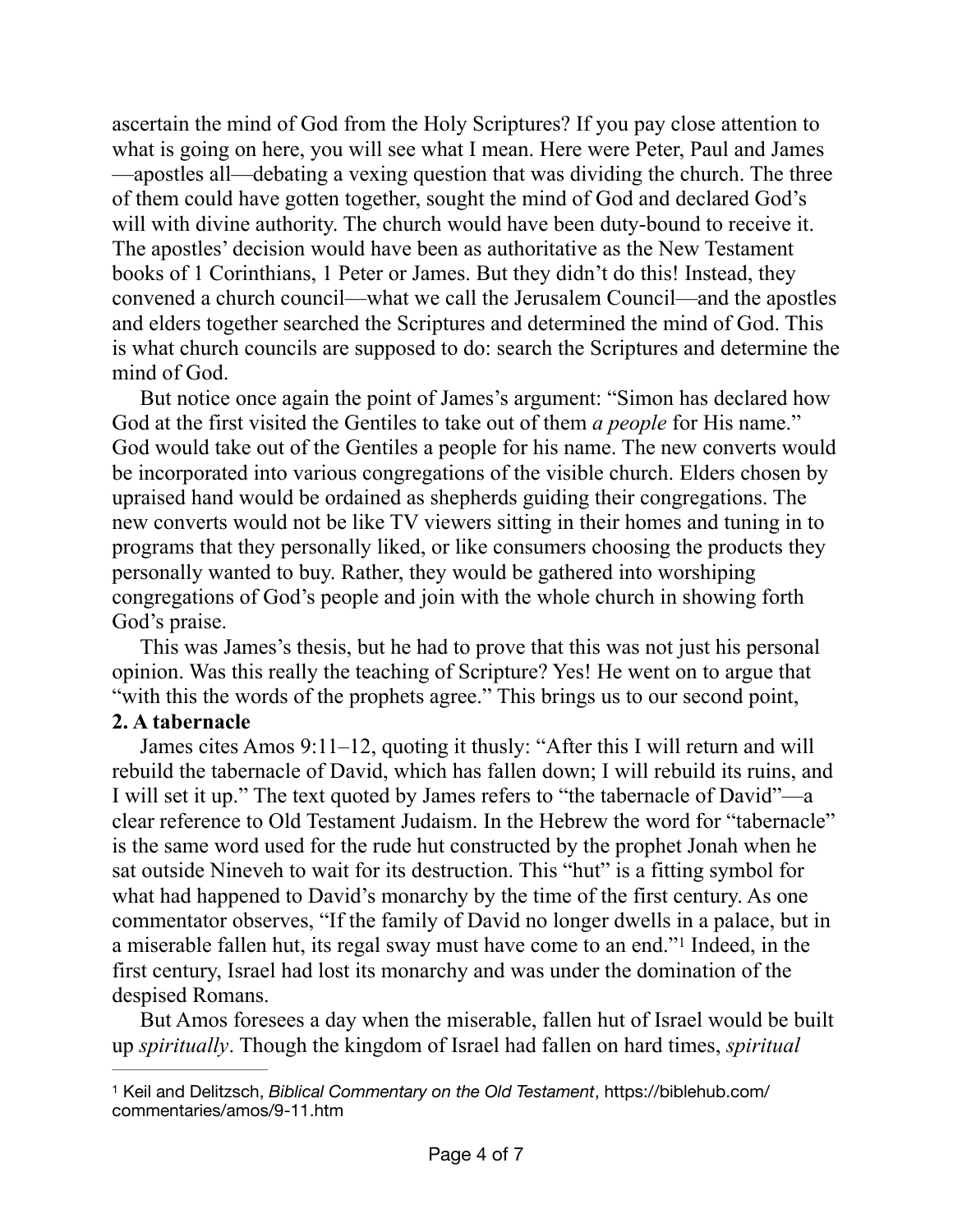ascertain the mind of God from the Holy Scriptures? If you pay close attention to what is going on here, you will see what I mean. Here were Peter, Paul and James —apostles all—debating a vexing question that was dividing the church. The three of them could have gotten together, sought the mind of God and declared God's will with divine authority. The church would have been duty-bound to receive it. The apostles' decision would have been as authoritative as the New Testament books of 1 Corinthians, 1 Peter or James. But they didn't do this! Instead, they convened a church council—what we call the Jerusalem Council—and the apostles and elders together searched the Scriptures and determined the mind of God. This is what church councils are supposed to do: search the Scriptures and determine the mind of God.

But notice once again the point of James's argument: "Simon has declared how God at the first visited the Gentiles to take out of them *a people* for His name." God would take out of the Gentiles a people for his name. The new converts would be incorporated into various congregations of the visible church. Elders chosen by upraised hand would be ordained as shepherds guiding their congregations. The new converts would not be like TV viewers sitting in their homes and tuning in to programs that they personally liked, or like consumers choosing the products they personally wanted to buy. Rather, they would be gathered into worshiping congregations of God's people and join with the whole church in showing forth God's praise.

This was James's thesis, but he had to prove that this was not just his personal opinion. Was this really the teaching of Scripture? Yes! He went on to argue that "with this the words of the prophets agree." This brings us to our second point,

**2. A tabernacle**

James cites Amos 9:11–12, quoting it thusly: "After this I will return and will rebuild the tabernacle of David, which has fallen down; I will rebuild its ruins, and I will set it up." The text quoted by James refers to "the tabernacle of David"—a clear reference to Old Testament Judaism. In the Hebrew the word for "tabernacle" is the same word used for the rude hut constructed by the prophet Jonah when he sat outside Nineveh to wait for its destruction. This "hut" is a fitting symbol for what had happened to David's monarchy by the time of the first century. As one commentator observes, "If the family of David no longer dwells in a palace, but in a miserable fallen hut, its regal sway must have come to an end."[1] Indeed, in the first century, Israel had lost its monarchy and was under the domination of the despised Romans.

But Amos foresees a day when the miserable, fallen hut of Israel would be built up *spiritually*. Though the kingdom of Israel had fallen on hard times, *spiritual*

---

[1] Keil and Delitzsch, *Biblical Commentary on the Old Testament*, https://biblehub.com/commentaries/amos/9-11.htm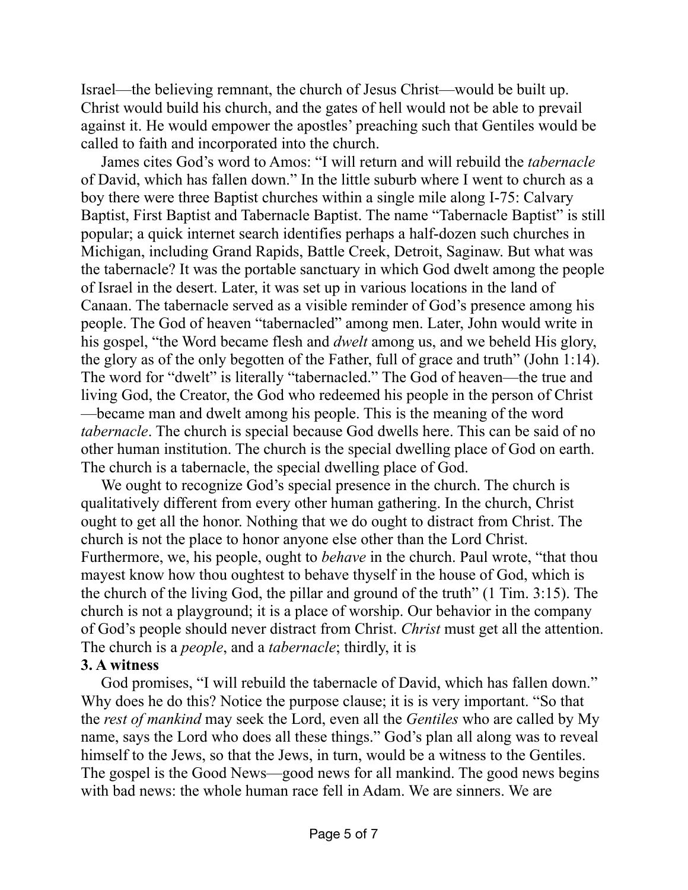Israel—the believing remnant, the church of Jesus Christ—would be built up. Christ would build his church, and the gates of hell would not be able to prevail against it. He would empower the apostles' preaching such that Gentiles would be called to faith and incorporated into the church.

James cites God's word to Amos: "I will return and will rebuild the *tabernacle* of David, which has fallen down." In the little suburb where I went to church as a boy there were three Baptist churches within a single mile along I-75: Calvary Baptist, First Baptist and Tabernacle Baptist. The name "Tabernacle Baptist" is still popular; a quick internet search identifies perhaps a half-dozen such churches in Michigan, including Grand Rapids, Battle Creek, Detroit, Saginaw. But what was the tabernacle? It was the portable sanctuary in which God dwelt among the people of Israel in the desert. Later, it was set up in various locations in the land of Canaan. The tabernacle served as a visible reminder of God's presence among his people. The God of heaven "tabernacled" among men. Later, John would write in his gospel, "the Word became flesh and *dwelt* among us, and we beheld His glory, the glory as of the only begotten of the Father, full of grace and truth" (John 1:14). The word for "dwelt" is literally "tabernacled." The God of heaven—the true and living God, the Creator, the God who redeemed his people in the person of Christ—became man and dwelt among his people. This is the meaning of the word *tabernacle*. The church is special because God dwells here. This can be said of no other human institution. The church is the special dwelling place of God on earth. The church is a tabernacle, the special dwelling place of God.

We ought to recognize God's special presence in the church. The church is qualitatively different from every other human gathering. In the church, Christ ought to get all the honor. Nothing that we do ought to distract from Christ. The church is not the place to honor anyone else other than the Lord Christ. Furthermore, we, his people, ought to *behave* in the church. Paul wrote, "that thou mayest know how thou oughtest to behave thyself in the house of God, which is the church of the living God, the pillar and ground of the truth" (1 Tim. 3:15). The church is not a playground; it is a place of worship. Our behavior in the company of God's people should never distract from Christ. *Christ* must get all the attention. The church is a *people*, and a *tabernacle*; thirdly, it is

**3. A witness**

God promises, "I will rebuild the tabernacle of David, which has fallen down." Why does he do this? Notice the purpose clause; it is is very important. "So that the *rest of mankind* may seek the Lord, even all the *Gentiles* who are called by My name, says the Lord who does all these things." God's plan all along was to reveal himself to the Jews, so that the Jews, in turn, would be a witness to the Gentiles. The gospel is the Good News—good news for all mankind. The good news begins with bad news: the whole human race fell in Adam. We are sinners. We are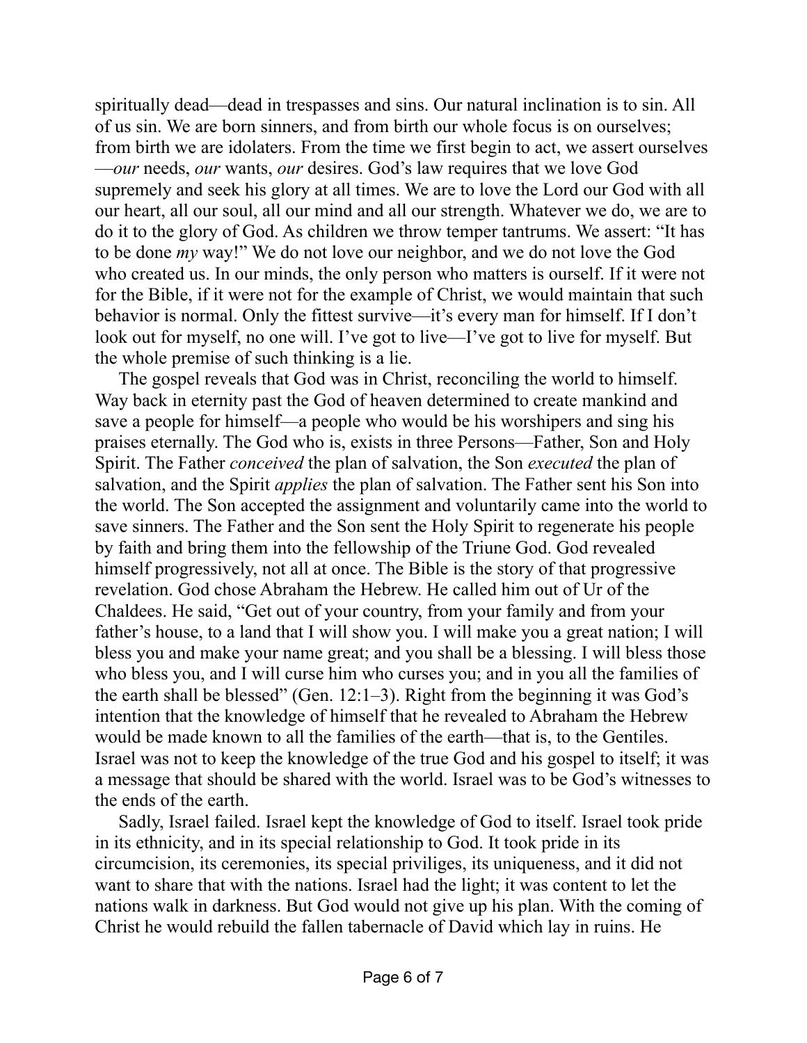spiritually dead—dead in trespasses and sins. Our natural inclination is to sin. All of us sin. We are born sinners, and from birth our whole focus is on ourselves; from birth we are idolaters. From the time we first begin to act, we assert ourselves—*our* needs, *our* wants, *our* desires. God's law requires that we love God supremely and seek his glory at all times. We are to love the Lord our God with all our heart, all our soul, all our mind and all our strength. Whatever we do, we are to do it to the glory of God. As children we throw temper tantrums. We assert: "It has to be done *my* way!" We do not love our neighbor, and we do not love the God who created us. In our minds, the only person who matters is ourself. If it were not for the Bible, if it were not for the example of Christ, we would maintain that such behavior is normal. Only the fittest survive—it's every man for himself. If I don't look out for myself, no one will. I've got to live—I've got to live for myself. But the whole premise of such thinking is a lie.

The gospel reveals that God was in Christ, reconciling the world to himself. Way back in eternity past the God of heaven determined to create mankind and save a people for himself—a people who would be his worshipers and sing his praises eternally. The God who is, exists in three Persons—Father, Son and Holy Spirit. The Father *conceived* the plan of salvation, the Son *executed* the plan of salvation, and the Spirit *applies* the plan of salvation. The Father sent his Son into the world. The Son accepted the assignment and voluntarily came into the world to save sinners. The Father and the Son sent the Holy Spirit to regenerate his people by faith and bring them into the fellowship of the Triune God. God revealed himself progressively, not all at once. The Bible is the story of that progressive revelation. God chose Abraham the Hebrew. He called him out of Ur of the Chaldees. He said, "Get out of your country, from your family and from your father's house, to a land that I will show you. I will make you a great nation; I will bless you and make your name great; and you shall be a blessing. I will bless those who bless you, and I will curse him who curses you; and in you all the families of the earth shall be blessed" (Gen. 12:1–3). Right from the beginning it was God's intention that the knowledge of himself that he revealed to Abraham the Hebrew would be made known to all the families of the earth—that is, to the Gentiles. Israel was not to keep the knowledge of the true God and his gospel to itself; it was a message that should be shared with the world. Israel was to be God's witnesses to the ends of the earth.

Sadly, Israel failed. Israel kept the knowledge of God to itself. Israel took pride in its ethnicity, and in its special relationship to God. It took pride in its circumcision, its ceremonies, its special priviliges, its uniqueness, and it did not want to share that with the nations. Israel had the light; it was content to let the nations walk in darkness. But God would not give up his plan. With the coming of Christ he would rebuild the fallen tabernacle of David which lay in ruins. He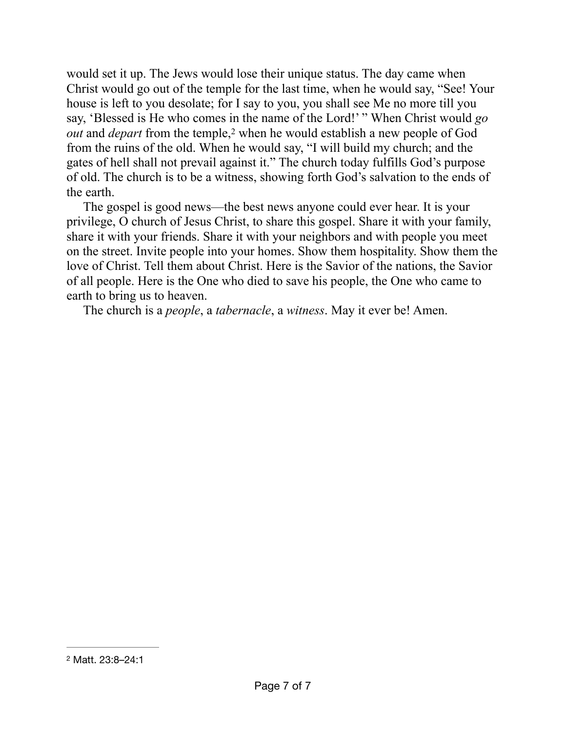would set it up. The Jews would lose their unique status. The day came when Christ would go out of the temple for the last time, when he would say, "See! Your house is left to you desolate; for I say to you, you shall see Me no more till you say, 'Blessed is He who comes in the name of the Lord!' " When Christ would *go out* and *depart* from the temple,[2] when he would establish a new people of God from the ruins of the old. When he would say, "I will build my church; and the gates of hell shall not prevail against it." The church today fulfills God's purpose of old. The church is to be a witness, showing forth God's salvation to the ends of the earth.

The gospel is good news—the best news anyone could ever hear. It is your privilege, O church of Jesus Christ, to share this gospel. Share it with your family, share it with your friends. Share it with your neighbors and with people you meet on the street. Invite people into your homes. Show them hospitality. Show them the love of Christ. Tell them about Christ. Here is the Savior of the nations, the Savior of all people. Here is the One who died to save his people, the One who came to earth to bring us to heaven.

The church is a *people*, a *tabernacle*, a *witness*. May it ever be! Amen.

---

[2] Matt. 23:8–24:1